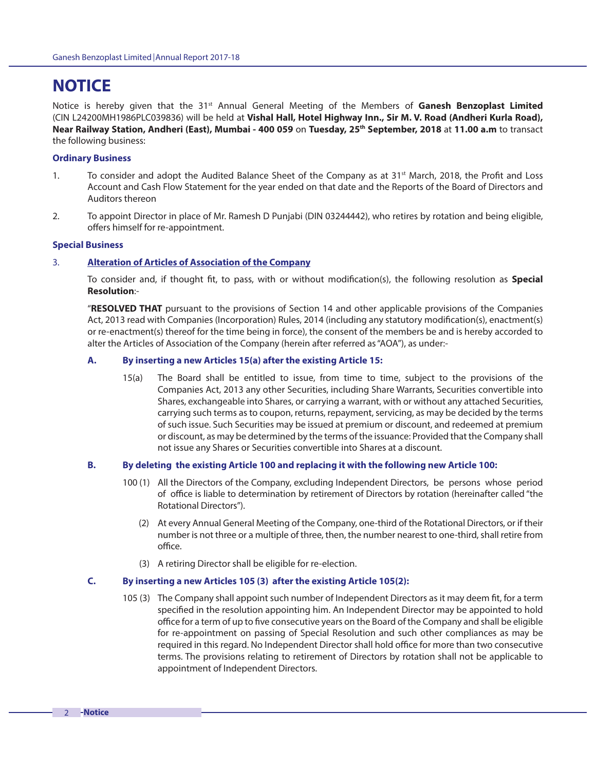# NOTICE

Notice is hereby given that the 31st Annual General Meeting of the Members of **Ganesh Benzoplast Limited** (CIN L24200MH1986PLC039836) will be held at **Vishal Hall, Hotel Highway Inn., Sir M. V. Road (Andheri Kurla Road), Near Railway Station, Andheri (East), Mumbai - 400 059** on **Tuesday, 25th September, 2018** at **11.00 a.m** to transact the following business:

### Ordinary Business

1. To consider and adopt the Audited Balance Sheet of the Company as at 31st March, 2018, the Profit and Loss Account and Cash Flow Statement for the year ended on that date and the Reports of the Board of Directors and Auditors thereon

2. To appoint Director in place of Mr. Ramesh D Punjabi (DIN 03244442), who retires by rotation and being eligible, offers himself for re-appointment.

### Special Business

3. **Alteration of Articles of Association of the Company**

   To consider and, if thought fit, to pass, with or without modification(s), the following resolution as **Special Resolution**:-

   "**RESOLVED THAT** pursuant to the provisions of Section 14 and other applicable provisions of the Companies Act, 2013 read with Companies (Incorporation) Rules, 2014 (including any statutory modification(s), enactment(s) or re-enactment(s) thereof for the time being in force), the consent of the members be and is hereby accorded to alter the Articles of Association of the Company (herein after referred as "AOA"), as under:-

   **A. By inserting a new Articles 15(a) after the existing Article 15:**

   15(a) The Board shall be entitled to issue, from time to time, subject to the provisions of the Companies Act, 2013 any other Securities, including Share Warrants, Securities convertible into Shares, exchangeable into Shares, or carrying a warrant, with or without any attached Securities, carrying such terms as to coupon, returns, repayment, servicing, as may be decided by the terms of such issue. Such Securities may be issued at premium or discount, and redeemed at premium or discount, as may be determined by the terms of the issuance: Provided that the Company shall not issue any Shares or Securities convertible into Shares at a discount.

   **B. By deleting the existing Article 100 and replacing it with the following new Article 100:**

   100 (1) All the Directors of the Company, excluding Independent Directors, be persons whose period of office is liable to determination by retirement of Directors by rotation (hereinafter called "the Rotational Directors").

   (2) At every Annual General Meeting of the Company, one-third of the Rotational Directors, or if their number is not three or a multiple of three, then, the number nearest to one-third, shall retire from office.

   (3) A retiring Director shall be eligible for re-election.

   **C. By inserting a new Articles 105 (3) after the existing Article 105(2):**

   105 (3) The Company shall appoint such number of Independent Directors as it may deem fit, for a term specified in the resolution appointing him. An Independent Director may be appointed to hold office for a term of up to five consecutive years on the Board of the Company and shall be eligible for re-appointment on passing of Special Resolution and such other compliances as may be required in this regard. No Independent Director shall hold office for more than two consecutive terms. The provisions relating to retirement of Directors by rotation shall not be applicable to appointment of Independent Directors.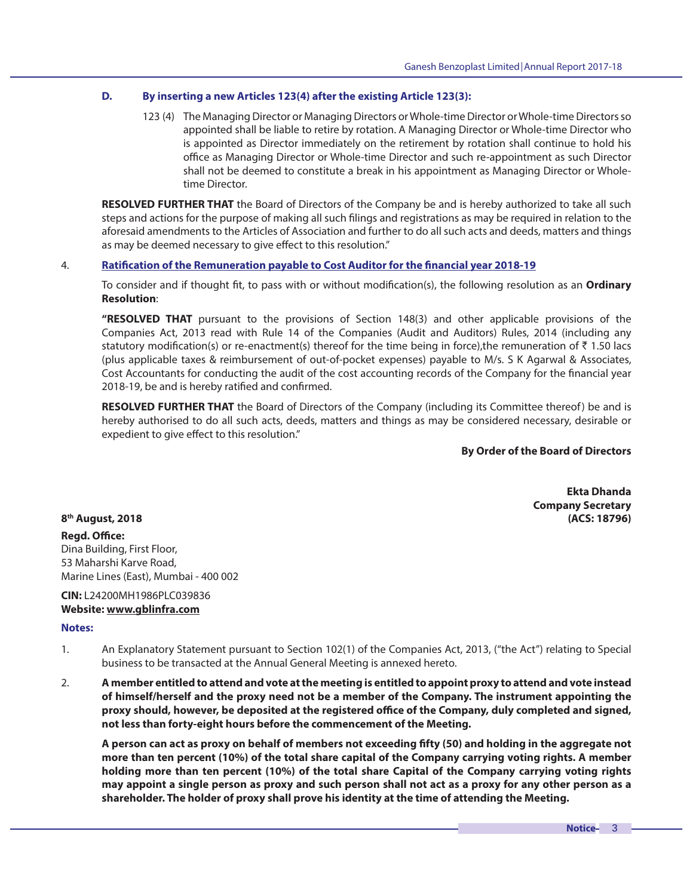**D. By inserting a new Articles 123(4) after the existing Article 123(3):**

123 (4) The Managing Director or Managing Directors or Whole-time Director or Whole-time Directors so appointed shall be liable to retire by rotation. A Managing Director or Whole-time Director who is appointed as Director immediately on the retirement by rotation shall continue to hold his office as Managing Director or Whole-time Director and such re-appointment as such Director shall not be deemed to constitute a break in his appointment as Managing Director or Whole-time Director.

**RESOLVED FURTHER THAT** the Board of Directors of the Company be and is hereby authorized to take all such steps and actions for the purpose of making all such filings and registrations as may be required in relation to the aforesaid amendments to the Articles of Association and further to do all such acts and deeds, matters and things as may be deemed necessary to give effect to this resolution."

4. **Ratification of the Remuneration payable to Cost Auditor for the financial year 2018-19**

To consider and if thought fit, to pass with or without modification(s), the following resolution as an **Ordinary Resolution**:

**"RESOLVED THAT** pursuant to the provisions of Section 148(3) and other applicable provisions of the Companies Act, 2013 read with Rule 14 of the Companies (Audit and Auditors) Rules, 2014 (including any statutory modification(s) or re-enactment(s) thereof for the time being in force),the remuneration of ₹ 1.50 lacs (plus applicable taxes & reimbursement of out-of-pocket expenses) payable to M/s. S K Agarwal & Associates, Cost Accountants for conducting the audit of the cost accounting records of the Company for the financial year 2018-19, be and is hereby ratified and confirmed.

**RESOLVED FURTHER THAT** the Board of Directors of the Company (including its Committee thereof) be and is hereby authorised to do all such acts, deeds, matters and things as may be considered necessary, desirable or expedient to give effect to this resolution."

**By Order of the Board of Directors**

**Ekta Dhanda**
**Company Secretary**
**(ACS: 18796)**

**8th August, 2018**

**Regd. Office:**
Dina Building, First Floor,
53 Maharshi Karve Road,
Marine Lines (East), Mumbai - 400 002

**CIN:** L24200MH1986PLC039836
**Website: www.gblinfra.com**

**Notes:**

1. An Explanatory Statement pursuant to Section 102(1) of the Companies Act, 2013, ("the Act") relating to Special business to be transacted at the Annual General Meeting is annexed hereto.

2. **A member entitled to attend and vote at the meeting is entitled to appoint proxy to attend and vote instead of himself/herself and the proxy need not be a member of the Company. The instrument appointing the proxy should, however, be deposited at the registered office of the Company, duly completed and signed, not less than forty-eight hours before the commencement of the Meeting.**

   **A person can act as proxy on behalf of members not exceeding fifty (50) and holding in the aggregate not more than ten percent (10%) of the total share capital of the Company carrying voting rights. A member holding more than ten percent (10%) of the total share Capital of the Company carrying voting rights may appoint a single person as proxy and such person shall not act as a proxy for any other person as a shareholder. The holder of proxy shall prove his identity at the time of attending the Meeting.**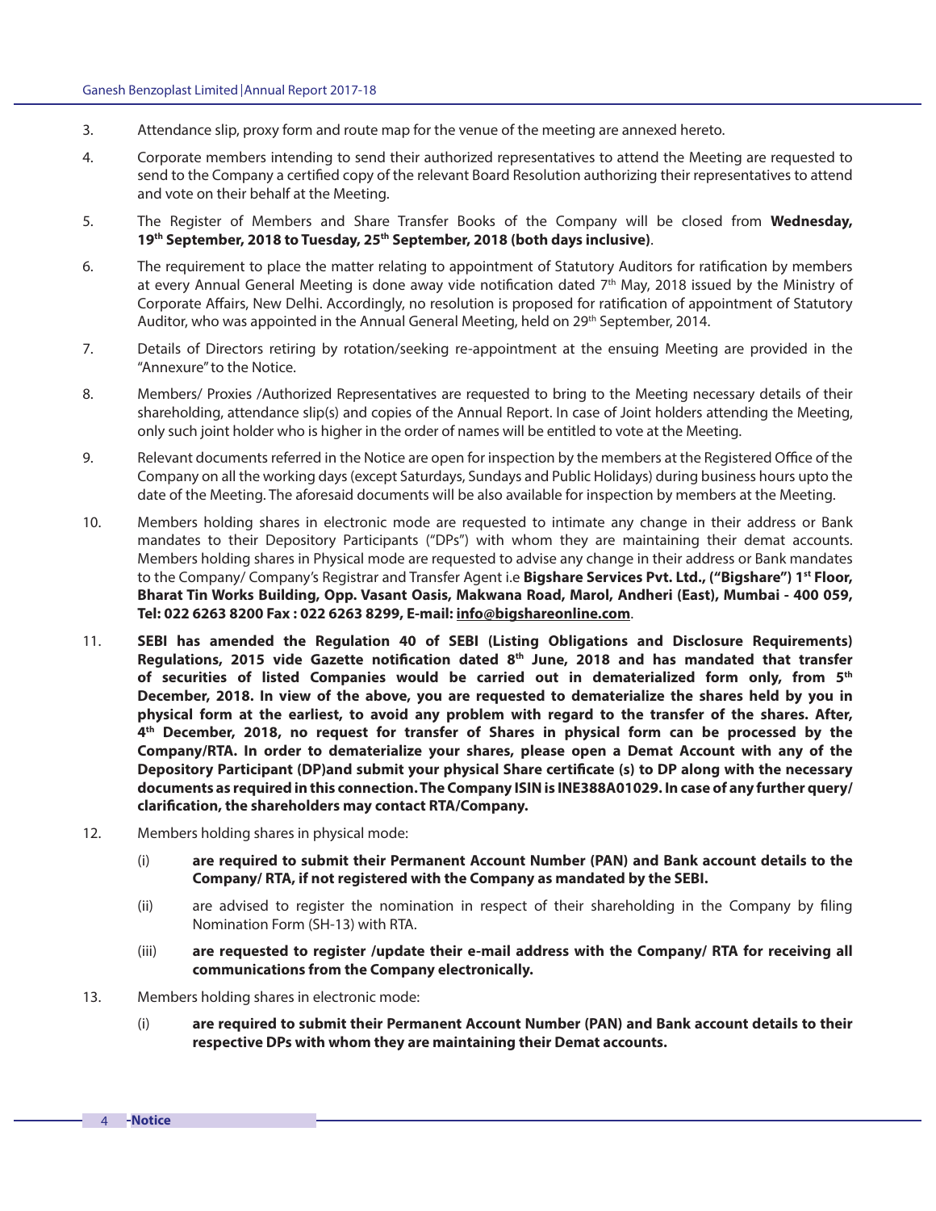3. Attendance slip, proxy form and route map for the venue of the meeting are annexed hereto.

4. Corporate members intending to send their authorized representatives to attend the Meeting are requested to send to the Company a certified copy of the relevant Board Resolution authorizing their representatives to attend and vote on their behalf at the Meeting.

5. The Register of Members and Share Transfer Books of the Company will be closed from **Wednesday, 19th September, 2018 to Tuesday, 25th September, 2018 (both days inclusive)**.

6. The requirement to place the matter relating to appointment of Statutory Auditors for ratification by members at every Annual General Meeting is done away vide notification dated 7th May, 2018 issued by the Ministry of Corporate Affairs, New Delhi. Accordingly, no resolution is proposed for ratification of appointment of Statutory Auditor, who was appointed in the Annual General Meeting, held on 29th September, 2014.

7. Details of Directors retiring by rotation/seeking re-appointment at the ensuing Meeting are provided in the "Annexure" to the Notice.

8. Members/ Proxies /Authorized Representatives are requested to bring to the Meeting necessary details of their shareholding, attendance slip(s) and copies of the Annual Report. In case of Joint holders attending the Meeting, only such joint holder who is higher in the order of names will be entitled to vote at the Meeting.

9. Relevant documents referred in the Notice are open for inspection by the members at the Registered Office of the Company on all the working days (except Saturdays, Sundays and Public Holidays) during business hours upto the date of the Meeting. The aforesaid documents will be also available for inspection by members at the Meeting.

10. Members holding shares in electronic mode are requested to intimate any change in their address or Bank mandates to their Depository Participants ("DPs") with whom they are maintaining their demat accounts. Members holding shares in Physical mode are requested to advise any change in their address or Bank mandates to the Company/ Company's Registrar and Transfer Agent i.e **Bigshare Services Pvt. Ltd., ("Bigshare") 1st Floor, Bharat Tin Works Building, Opp. Vasant Oasis, Makwana Road, Marol, Andheri (East), Mumbai - 400 059, Tel: 022 6263 8200 Fax : 022 6263 8299, E-mail: info@bigshareonline.com**.

11. **SEBI has amended the Regulation 40 of SEBI (Listing Obligations and Disclosure Requirements) Regulations, 2015 vide Gazette notification dated 8th June, 2018 and has mandated that transfer of securities of listed Companies would be carried out in dematerialized form only, from 5th December, 2018. In view of the above, you are requested to dematerialize the shares held by you in physical form at the earliest, to avoid any problem with regard to the transfer of the shares. After, 4th December, 2018, no request for transfer of Shares in physical form can be processed by the Company/RTA. In order to dematerialize your shares, please open a Demat Account with any of the Depository Participant (DP)and submit your physical Share certificate (s) to DP along with the necessary documents as required in this connection. The Company ISIN is INE388A01029. In case of any further query/ clarification, the shareholders may contact RTA/Company.**

12. Members holding shares in physical mode:

    (i) **are required to submit their Permanent Account Number (PAN) and Bank account details to the Company/ RTA, if not registered with the Company as mandated by the SEBI.**

    (ii) are advised to register the nomination in respect of their shareholding in the Company by filing Nomination Form (SH-13) with RTA.

    (iii) **are requested to register /update their e-mail address with the Company/ RTA for receiving all communications from the Company electronically.**

13. Members holding shares in electronic mode:

    (i) **are required to submit their Permanent Account Number (PAN) and Bank account details to their respective DPs with whom they are maintaining their Demat accounts.**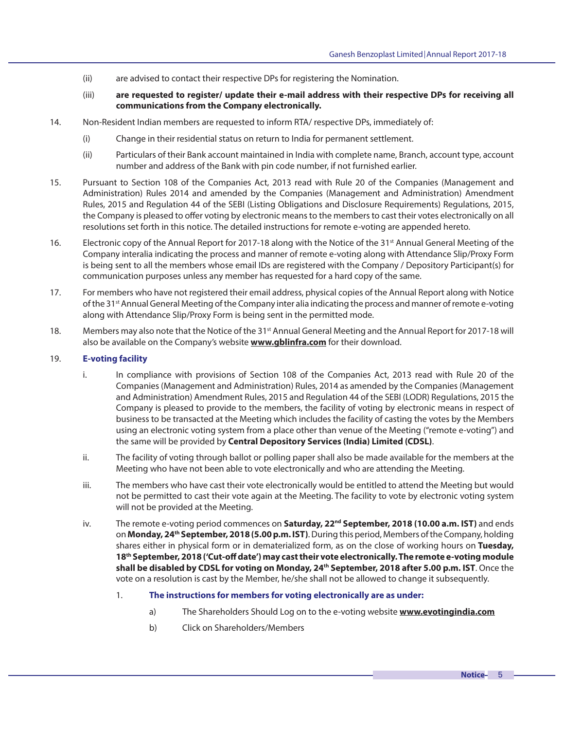(ii) are advised to contact their respective DPs for registering the Nomination.

(iii) **are requested to register/ update their e-mail address with their respective DPs for receiving all communications from the Company electronically.**

14. Non-Resident Indian members are requested to inform RTA/ respective DPs, immediately of:

    (i) Change in their residential status on return to India for permanent settlement.

    (ii) Particulars of their Bank account maintained in India with complete name, Branch, account type, account number and address of the Bank with pin code number, if not furnished earlier.

15. Pursuant to Section 108 of the Companies Act, 2013 read with Rule 20 of the Companies (Management and Administration) Rules 2014 and amended by the Companies (Management and Administration) Amendment Rules, 2015 and Regulation 44 of the SEBI (Listing Obligations and Disclosure Requirements) Regulations, 2015, the Company is pleased to offer voting by electronic means to the members to cast their votes electronically on all resolutions set forth in this notice. The detailed instructions for remote e-voting are appended hereto.

16. Electronic copy of the Annual Report for 2017-18 along with the Notice of the 31st Annual General Meeting of the Company interalia indicating the process and manner of remote e-voting along with Attendance Slip/Proxy Form is being sent to all the members whose email IDs are registered with the Company / Depository Participant(s) for communication purposes unless any member has requested for a hard copy of the same.

17. For members who have not registered their email address, physical copies of the Annual Report along with Notice of the 31st Annual General Meeting of the Company inter alia indicating the process and manner of remote e-voting along with Attendance Slip/Proxy Form is being sent in the permitted mode.

18. Members may also note that the Notice of the 31st Annual General Meeting and the Annual Report for 2017-18 will also be available on the Company's website **www.gblinfra.com** for their download.

19. **E-voting facility**

    i. In compliance with provisions of Section 108 of the Companies Act, 2013 read with Rule 20 of the Companies (Management and Administration) Rules, 2014 as amended by the Companies (Management and Administration) Amendment Rules, 2015 and Regulation 44 of the SEBI (LODR) Regulations, 2015 the Company is pleased to provide to the members, the facility of voting by electronic means in respect of business to be transacted at the Meeting which includes the facility of casting the votes by the Members using an electronic voting system from a place other than venue of the Meeting ("remote e-voting") and the same will be provided by **Central Depository Services (India) Limited (CDSL)**.

    ii. The facility of voting through ballot or polling paper shall also be made available for the members at the Meeting who have not been able to vote electronically and who are attending the Meeting.

    iii. The members who have cast their vote electronically would be entitled to attend the Meeting but would not be permitted to cast their vote again at the Meeting. The facility to vote by electronic voting system will not be provided at the Meeting.

    iv. The remote e-voting period commences on **Saturday, 22nd September, 2018 (10.00 a.m. IST)** and ends on **Monday, 24th September, 2018 (5.00 p.m. IST)**. During this period, Members of the Company, holding shares either in physical form or in dematerialized form, as on the close of working hours on **Tuesday, 18th September, 2018 ('Cut-off date') may cast their vote electronically. The remote e-voting module shall be disabled by CDSL for voting on Monday, 24th September, 2018 after 5.00 p.m. IST**. Once the vote on a resolution is cast by the Member, he/she shall not be allowed to change it subsequently.

    1. **The instructions for members for voting electronically are as under:**

        a) The Shareholders Should Log on to the e-voting website **www.evotingindia.com**

        b) Click on Shareholders/Members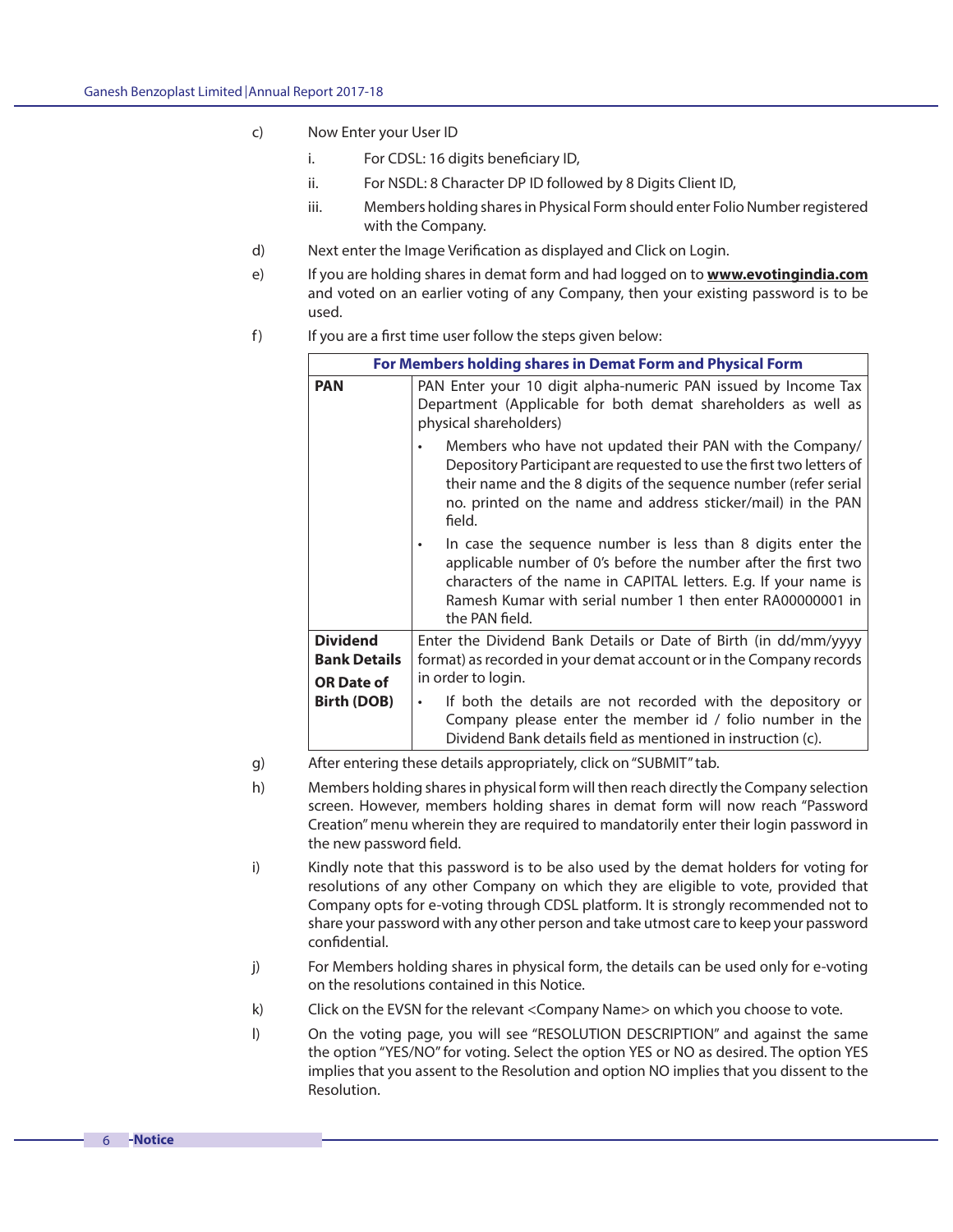c) Now Enter your User ID

   i. For CDSL: 16 digits beneficiary ID,

   ii. For NSDL: 8 Character DP ID followed by 8 Digits Client ID,

   iii. Members holding shares in Physical Form should enter Folio Number registered with the Company.

d) Next enter the Image Verification as displayed and Click on Login.

e) If you are holding shares in demat form and had logged on to **www.evotingindia.com** and voted on an earlier voting of any Company, then your existing password is to be used.

f) If you are a first time user follow the steps given below:

| For Members holding shares in Demat Form and Physical Form | |
|---|---|
| **PAN** | PAN Enter your 10 digit alpha-numeric PAN issued by Income Tax Department (Applicable for both demat shareholders as well as physical shareholders)<br>• Members who have not updated their PAN with the Company/ Depository Participant are requested to use the first two letters of their name and the 8 digits of the sequence number (refer serial no. printed on the name and address sticker/mail) in the PAN field.<br>• In case the sequence number is less than 8 digits enter the applicable number of 0's before the number after the first two characters of the name in CAPITAL letters. E.g. If your name is Ramesh Kumar with serial number 1 then enter RA00000001 in the PAN field. |
| **Dividend Bank Details OR Date of Birth (DOB)** | Enter the Dividend Bank Details or Date of Birth (in dd/mm/yyyy format) as recorded in your demat account or in the Company records in order to login.<br>• If both the details are not recorded with the depository or Company please enter the member id / folio number in the Dividend Bank details field as mentioned in instruction (c). |

g) After entering these details appropriately, click on "SUBMIT" tab.

h) Members holding shares in physical form will then reach directly the Company selection screen. However, members holding shares in demat form will now reach "Password Creation" menu wherein they are required to mandatorily enter their login password in the new password field.

i) Kindly note that this password is to be also used by the demat holders for voting for resolutions of any other Company on which they are eligible to vote, provided that Company opts for e-voting through CDSL platform. It is strongly recommended not to share your password with any other person and take utmost care to keep your password confidential.

j) For Members holding shares in physical form, the details can be used only for e-voting on the resolutions contained in this Notice.

k) Click on the EVSN for the relevant <Company Name> on which you choose to vote.

l) On the voting page, you will see "RESOLUTION DESCRIPTION" and against the same the option "YES/NO" for voting. Select the option YES or NO as desired. The option YES implies that you assent to the Resolution and option NO implies that you dissent to the Resolution.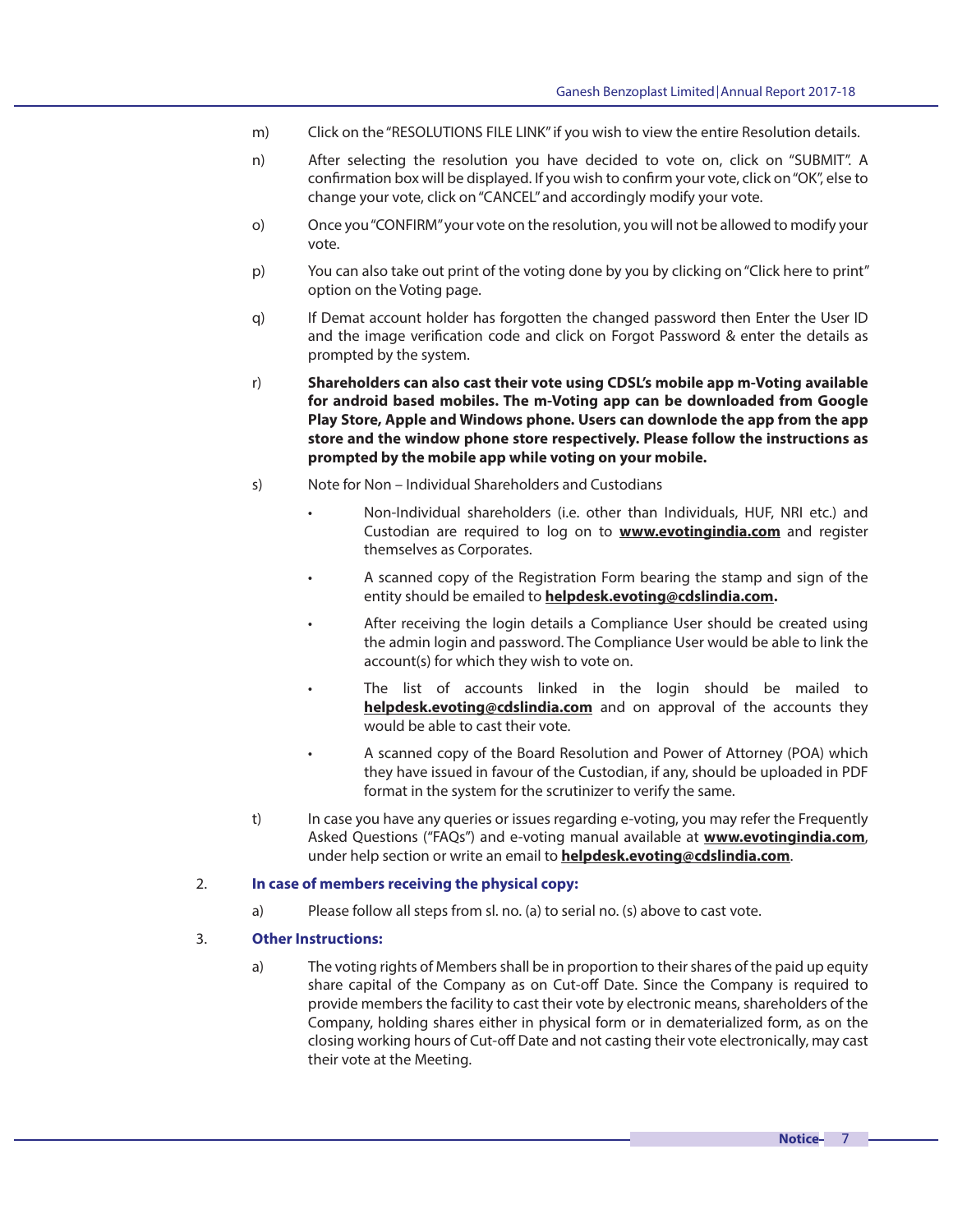m) Click on the "RESOLUTIONS FILE LINK" if you wish to view the entire Resolution details.

n) After selecting the resolution you have decided to vote on, click on "SUBMIT". A confirmation box will be displayed. If you wish to confirm your vote, click on "OK", else to change your vote, click on "CANCEL" and accordingly modify your vote.

o) Once you "CONFIRM" your vote on the resolution, you will not be allowed to modify your vote.

p) You can also take out print of the voting done by you by clicking on "Click here to print" option on the Voting page.

q) If Demat account holder has forgotten the changed password then Enter the User ID and the image verification code and click on Forgot Password & enter the details as prompted by the system.

r) **Shareholders can also cast their vote using CDSL's mobile app m-Voting available for android based mobiles. The m-Voting app can be downloaded from Google Play Store, Apple and Windows phone. Users can downlode the app from the app store and the window phone store respectively. Please follow the instructions as prompted by the mobile app while voting on your mobile.**

s) Note for Non – Individual Shareholders and Custodians

- Non-Individual shareholders (i.e. other than Individuals, HUF, NRI etc.) and Custodian are required to log on to **www.evotingindia.com** and register themselves as Corporates.
- A scanned copy of the Registration Form bearing the stamp and sign of the entity should be emailed to **helpdesk.evoting@cdslindia.com.**
- After receiving the login details a Compliance User should be created using the admin login and password. The Compliance User would be able to link the account(s) for which they wish to vote on.
- The list of accounts linked in the login should be mailed to **helpdesk.evoting@cdslindia.com** and on approval of the accounts they would be able to cast their vote.
- A scanned copy of the Board Resolution and Power of Attorney (POA) which they have issued in favour of the Custodian, if any, should be uploaded in PDF format in the system for the scrutinizer to verify the same.

t) In case you have any queries or issues regarding e-voting, you may refer the Frequently Asked Questions ("FAQs") and e-voting manual available at **www.evotingindia.com**, under help section or write an email to **helpdesk.evoting@cdslindia.com**.

2. **In case of members receiving the physical copy:**

a) Please follow all steps from sl. no. (a) to serial no. (s) above to cast vote.

3. **Other Instructions:**

a) The voting rights of Members shall be in proportion to their shares of the paid up equity share capital of the Company as on Cut-off Date. Since the Company is required to provide members the facility to cast their vote by electronic means, shareholders of the Company, holding shares either in physical form or in dematerialized form, as on the closing working hours of Cut-off Date and not casting their vote electronically, may cast their vote at the Meeting.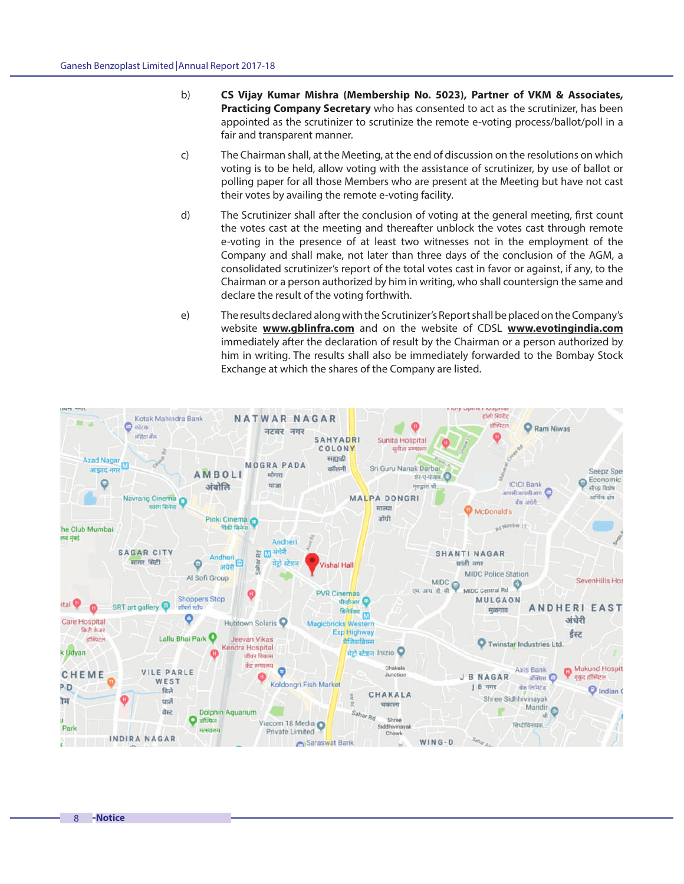b) **CS Vijay Kumar Mishra (Membership No. 5023), Partner of VKM & Associates, Practicing Company Secretary** who has consented to act as the scrutinizer, has been appointed as the scrutinizer to scrutinize the remote e-voting process/ballot/poll in a fair and transparent manner.

c) The Chairman shall, at the Meeting, at the end of discussion on the resolutions on which voting is to be held, allow voting with the assistance of scrutinizer, by use of ballot or polling paper for all those Members who are present at the Meeting but have not cast their votes by availing the remote e-voting facility.

d) The Scrutinizer shall after the conclusion of voting at the general meeting, first count the votes cast at the meeting and thereafter unblock the votes cast through remote e-voting in the presence of at least two witnesses not in the employment of the Company and shall make, not later than three days of the conclusion of the AGM, a consolidated scrutinizer's report of the total votes cast in favor or against, if any, to the Chairman or a person authorized by him in writing, who shall countersign the same and declare the result of the voting forthwith.

e) The results declared along with the Scrutinizer's Report shall be placed on the Company's website **www.gblinfra.com** and on the website of CDSL **www.evotingindia.com** immediately after the declaration of result by the Chairman or a person authorized by him in writing. The results shall also be immediately forwarded to the Bombay Stock Exchange at which the shares of the Company are listed.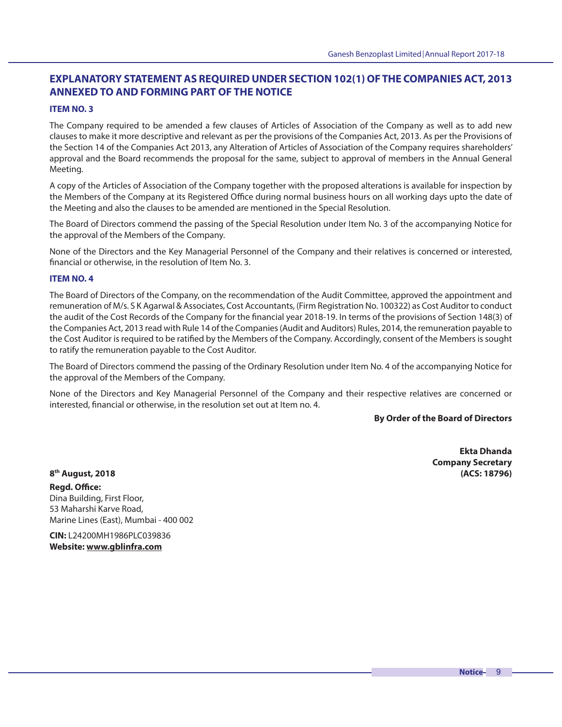## EXPLANATORY STATEMENT AS REQUIRED UNDER SECTION 102(1) OF THE COMPANIES ACT, 2013 ANNEXED TO AND FORMING PART OF THE NOTICE

### ITEM NO. 3

The Company required to be amended a few clauses of Articles of Association of the Company as well as to add new clauses to make it more descriptive and relevant as per the provisions of the Companies Act, 2013. As per the Provisions of the Section 14 of the Companies Act 2013, any Alteration of Articles of Association of the Company requires shareholders' approval and the Board recommends the proposal for the same, subject to approval of members in the Annual General Meeting.

A copy of the Articles of Association of the Company together with the proposed alterations is available for inspection by the Members of the Company at its Registered Office during normal business hours on all working days upto the date of the Meeting and also the clauses to be amended are mentioned in the Special Resolution.

The Board of Directors commend the passing of the Special Resolution under Item No. 3 of the accompanying Notice for the approval of the Members of the Company.

None of the Directors and the Key Managerial Personnel of the Company and their relatives is concerned or interested, financial or otherwise, in the resolution of Item No. 3.

### ITEM NO. 4

The Board of Directors of the Company, on the recommendation of the Audit Committee, approved the appointment and remuneration of M/s. S K Agarwal & Associates, Cost Accountants, (Firm Registration No. 100322) as Cost Auditor to conduct the audit of the Cost Records of the Company for the financial year 2018-19. In terms of the provisions of Section 148(3) of the Companies Act, 2013 read with Rule 14 of the Companies (Audit and Auditors) Rules, 2014, the remuneration payable to the Cost Auditor is required to be ratified by the Members of the Company. Accordingly, consent of the Members is sought to ratify the remuneration payable to the Cost Auditor.

The Board of Directors commend the passing of the Ordinary Resolution under Item No. 4 of the accompanying Notice for the approval of the Members of the Company.

None of the Directors and Key Managerial Personnel of the Company and their respective relatives are concerned or interested, financial or otherwise, in the resolution set out at Item no. 4.

**By Order of the Board of Directors**

**Ekta Dhanda**
**Company Secretary**
**(ACS: 18796)**

**8th August, 2018**

**Regd. Office:**
Dina Building, First Floor,
53 Maharshi Karve Road,
Marine Lines (East), Mumbai - 400 002

**CIN:** L24200MH1986PLC039836
**Website: www.gblinfra.com**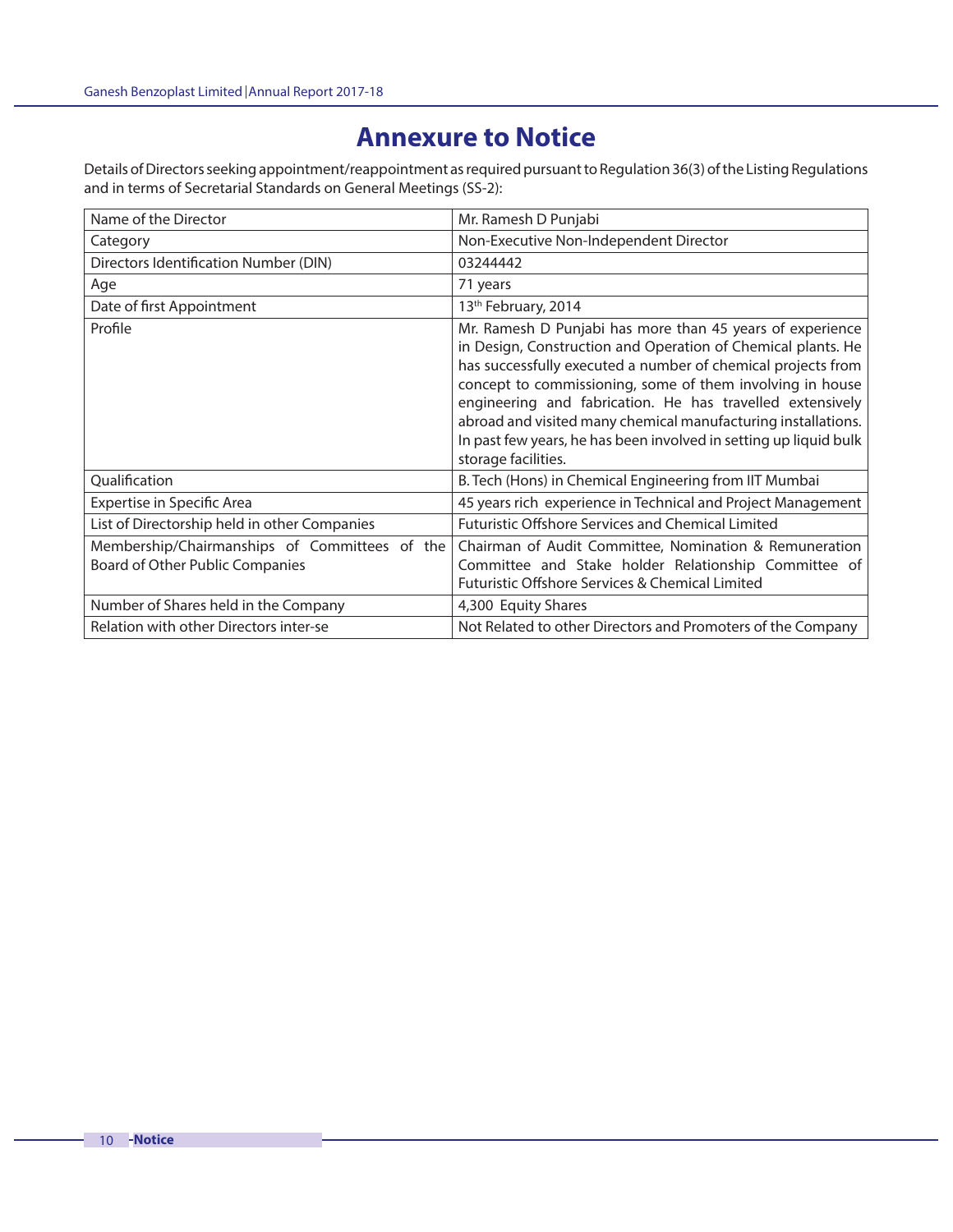# Annexure to Notice

Details of Directors seeking appointment/reappointment as required pursuant to Regulation 36(3) of the Listing Regulations and in terms of Secretarial Standards on General Meetings (SS-2):

| Name of the Director | Mr. Ramesh D Punjabi |
|---|---|
| Category | Non-Executive Non-Independent Director |
| Directors Identification Number (DIN) | 03244442 |
| Age | 71 years |
| Date of first Appointment | 13th February, 2014 |
| Profile | Mr. Ramesh D Punjabi has more than 45 years of experience in Design, Construction and Operation of Chemical plants. He has successfully executed a number of chemical projects from concept to commissioning, some of them involving in house engineering and fabrication. He has travelled extensively abroad and visited many chemical manufacturing installations. In past few years, he has been involved in setting up liquid bulk storage facilities. |
| Qualification | B. Tech (Hons) in Chemical Engineering from IIT Mumbai |
| Expertise in Specific Area | 45 years rich experience in Technical and Project Management |
| List of Directorship held in other Companies | Futuristic Offshore Services and Chemical Limited |
| Membership/Chairmanships of Committees of the Board of Other Public Companies | Chairman of Audit Committee, Nomination & Remuneration Committee and Stake holder Relationship Committee of Futuristic Offshore Services & Chemical Limited |
| Number of Shares held in the Company | 4,300 Equity Shares |
| Relation with other Directors inter-se | Not Related to other Directors and Promoters of the Company |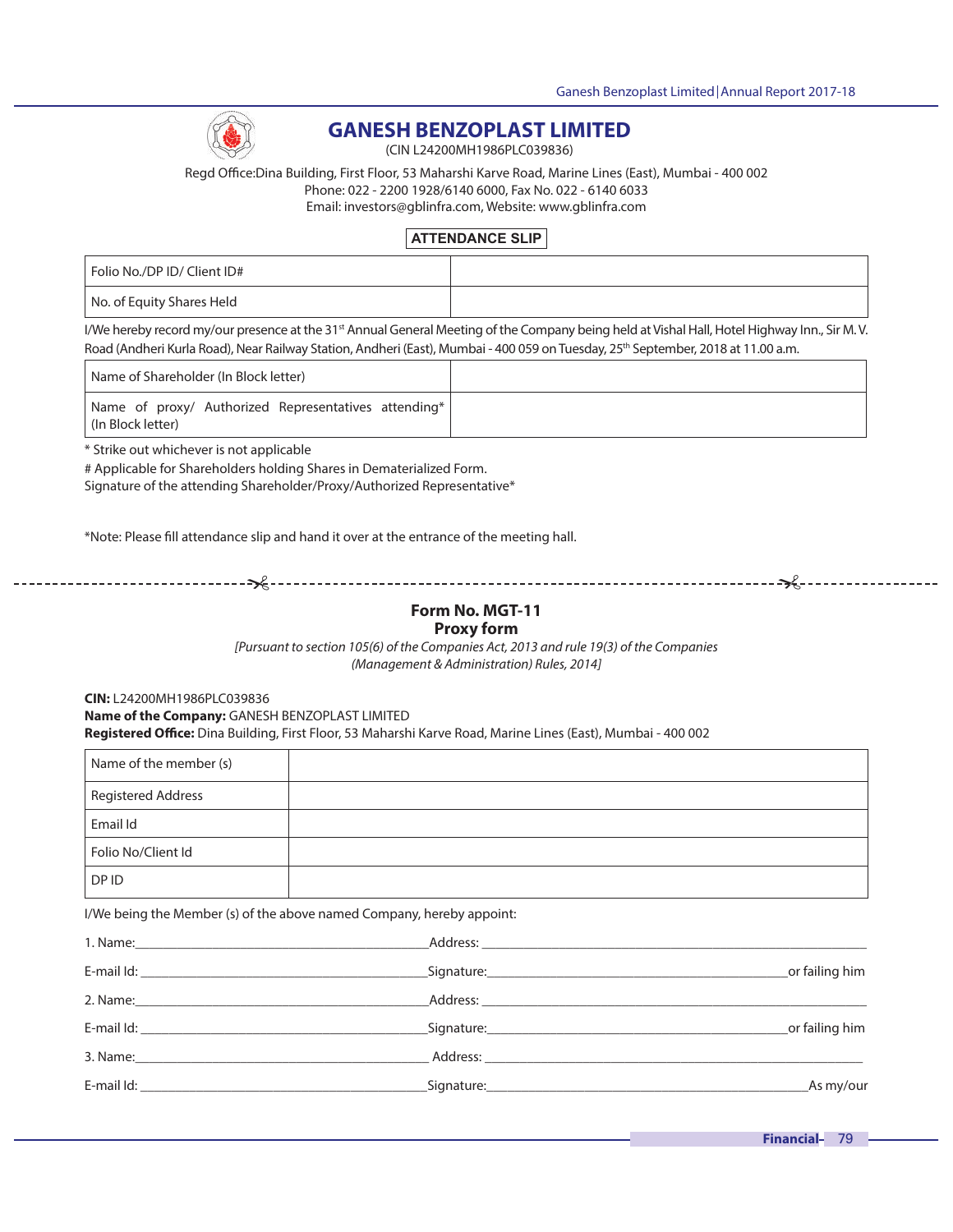# GANESH BENZOPLAST LIMITED

(CIN L24200MH1986PLC039836)

Regd Office:Dina Building, First Floor, 53 Maharshi Karve Road, Marine Lines (East), Mumbai - 400 002
Phone: 022 - 2200 1928/6140 6000, Fax No. 022 - 6140 6033
Email: investors@gblinfra.com, Website: www.gblinfra.com

## ATTENDANCE SLIP

| Folio No./DP ID/ Client ID# | |
|---|---|
| No. of Equity Shares Held | |

I/We hereby record my/our presence at the 31st Annual General Meeting of the Company being held at Vishal Hall, Hotel Highway Inn., Sir M. V. Road (Andheri Kurla Road), Near Railway Station, Andheri (East), Mumbai - 400 059 on Tuesday, 25th September, 2018 at 11.00 a.m.

| Name of Shareholder (In Block letter) | |
|---|---|
| Name of proxy/ Authorized Representatives attending* (In Block letter) | |

* Strike out whichever is not applicable

# Applicable for Shareholders holding Shares in Dematerialized Form.

Signature of the attending Shareholder/Proxy/Authorized Representative*

*Note: Please fill attendance slip and hand it over at the entrance of the meeting hall.

---

## Form No. MGT-11
## Proxy form

*[Pursuant to section 105(6) of the Companies Act, 2013 and rule 19(3) of the Companies (Management & Administration) Rules, 2014]*

**CIN:** L24200MH1986PLC039836
**Name of the Company:** GANESH BENZOPLAST LIMITED
**Registered Office:** Dina Building, First Floor, 53 Maharshi Karve Road, Marine Lines (East), Mumbai - 400 002

| Name of the member (s) | |
|---|---|
| Registered Address | |
| Email Id | |
| Folio No/Client Id | |
| DP ID | |

I/We being the Member (s) of the above named Company, hereby appoint:

1. Name:______________________ Address: ______________________
E-mail Id: ______________________ Signature:______________________ or failing him

2. Name:______________________ Address: ______________________
E-mail Id: ______________________ Signature:______________________ or failing him

3. Name:______________________ Address: ______________________
E-mail Id: ______________________ Signature:______________________ As my/our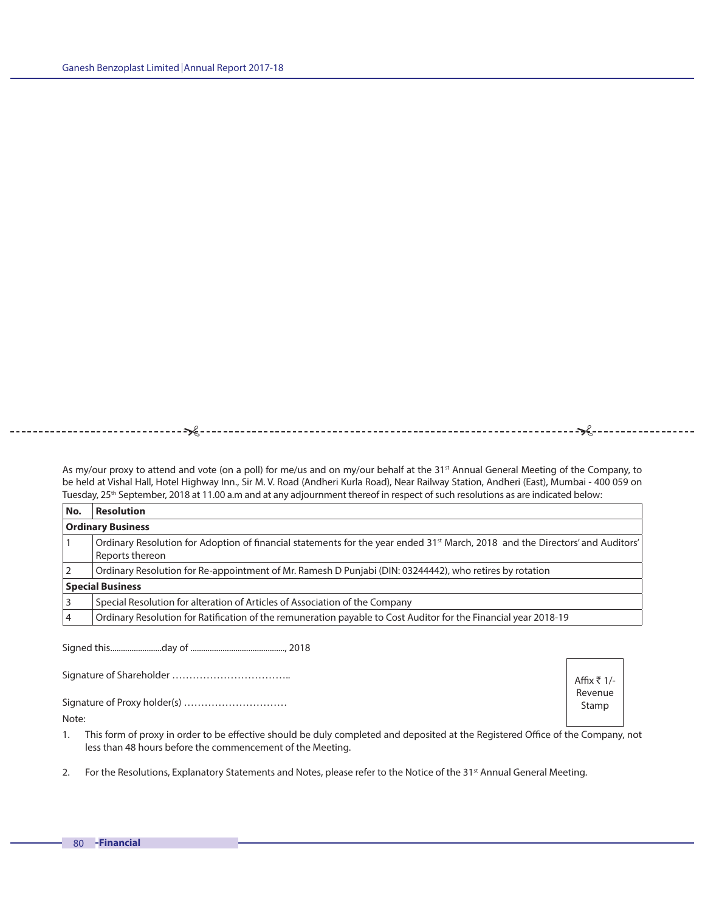As my/our proxy to attend and vote (on a poll) for me/us and on my/our behalf at the 31st Annual General Meeting of the Company, to be held at Vishal Hall, Hotel Highway Inn., Sir M. V. Road (Andheri Kurla Road), Near Railway Station, Andheri (East), Mumbai - 400 059 on Tuesday, 25th September, 2018 at 11.00 a.m and at any adjournment thereof in respect of such resolutions as are indicated below:

| No. | Resolution |
|---|---|
| **Ordinary Business** | |
| 1 | Ordinary Resolution for Adoption of financial statements for the year ended 31st March, 2018 and the Directors' and Auditors' Reports thereon |
| 2 | Ordinary Resolution for Re-appointment of Mr. Ramesh D Punjabi (DIN: 03244442), who retires by rotation |
| **Special Business** | |
| 3 | Special Resolution for alteration of Articles of Association of the Company |
| 4 | Ordinary Resolution for Ratification of the remuneration payable to Cost Auditor for the Financial year 2018-19 |

Signed this........................day of ............................................, 2018

Signature of Shareholder ……………………………..

Signature of Proxy holder(s) …………………………

Affix ₹ 1/- Revenue Stamp

Note:

1. This form of proxy in order to be effective should be duly completed and deposited at the Registered Office of the Company, not less than 48 hours before the commencement of the Meeting.

2. For the Resolutions, Explanatory Statements and Notes, please refer to the Notice of the 31st Annual General Meeting.